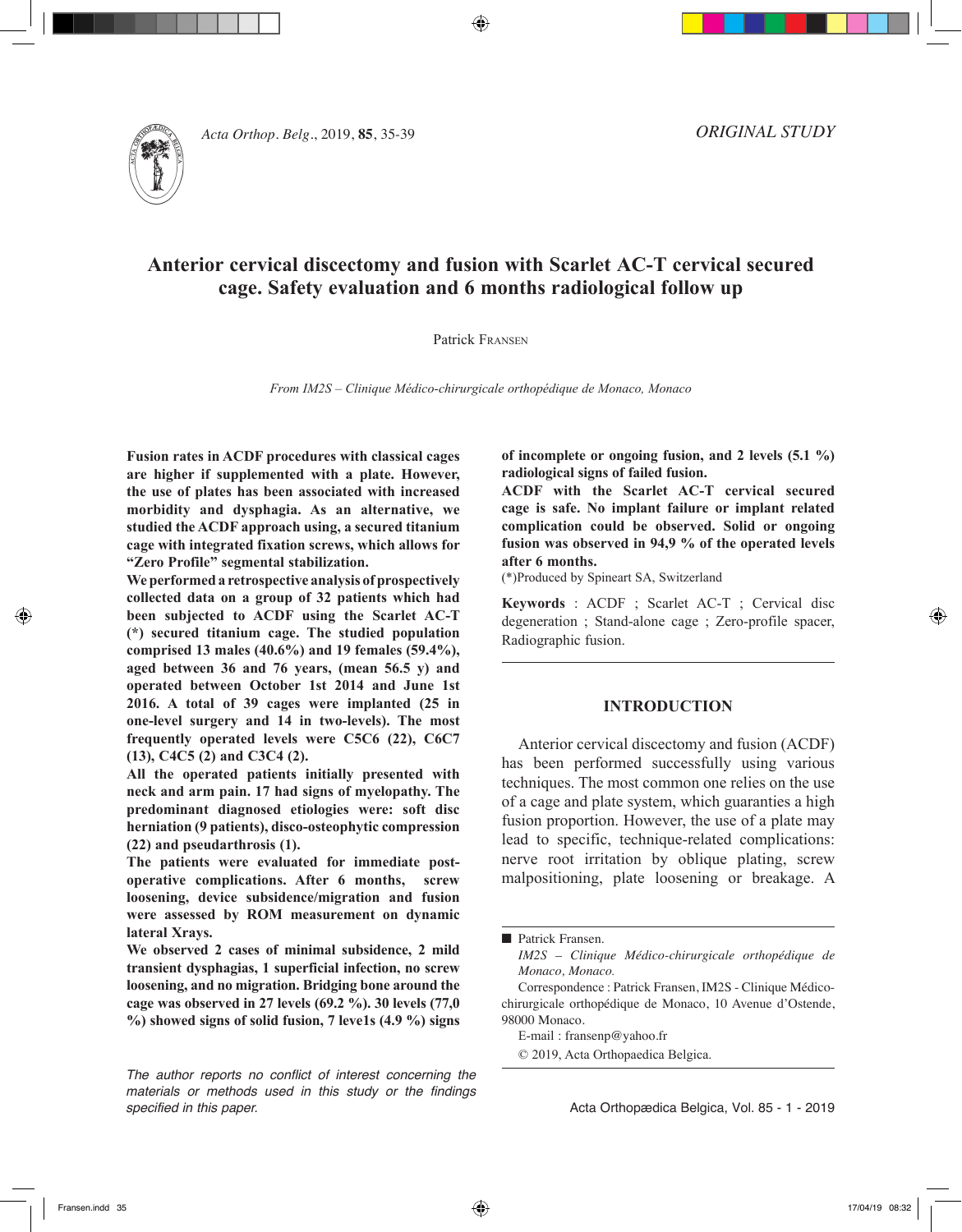ORIGINAL STUDY

# Anterior cervical discectomy and fusion with Scarlet AC-T cervical secured cage. Safety evaluation and 6 months radiological follow up

Patrick Fransen

*From IM2S – Clinique Médico-chirurgicale orthopédique de Monaco, Monaco*

**Fusion rates in ACDF procedures with classical cages are higher if supplemented with a plate. However, the use of plates has been associated with increased morbidity and dysphagia. As an alternative, we studied the ACDF approach using, a secured titanium cage with integrated fixation screws, which allows for "Zero Profile" segmental stabilization.**

**We performed a retrospective analysis of prospectively collected data on a group of 32 patients which had been subjected to ACDF using the Scarlet AC-T (*) secured titanium cage. The studied population comprised 13 males (40.6%) and 19 females (59.4%), aged between 36 and 76 years, (mean 56.5 y) and operated between October 1st 2014 and June 1st 2016. A total of 39 cages were implanted (25 in one-level surgery and 14 in two-levels). The most frequently operated levels were C5C6 (22), C6C7 (13), C4C5 (2) and C3C4 (2).**

**All the operated patients initially presented with neck and arm pain. 17 had signs of myelopathy. The predominant diagnosed etiologies were: soft disc herniation (9 patients), disco-osteophytic compression (22) and pseudarthrosis (1).**

**The patients were evaluated for immediate post-operative complications. After 6 months, screw loosening, device subsidence/migration and fusion were assessed by ROM measurement on dynamic lateral Xrays.**

**We observed 2 cases of minimal subsidence, 2 mild transient dysphagias, 1 superficial infection, no screw loosening, and no migration. Bridging bone around the cage was observed in 27 levels (69.2 %). 30 levels (77,0 %) showed signs of solid fusion, 7 leve1s (4.9 %) signs of incomplete or ongoing fusion, and 2 levels (5.1 %) radiological signs of failed fusion.**

**ACDF with the Scarlet AC-T cervical secured cage is safe. No implant failure or implant related complication could be observed. Solid or ongoing fusion was observed in 94,9 % of the operated levels after 6 months.**

(*)Produced by Spineart SA, Switzerland

**Keywords** : ACDF ; Scarlet AC-T ; Cervical disc degeneration ; Stand-alone cage ; Zero-profile spacer, Radiographic fusion.

## INTRODUCTION

Anterior cervical discectomy and fusion (ACDF) has been performed successfully using various techniques. The most common one relies on the use of a cage and plate system, which guaranties a high fusion proportion. However, the use of a plate may lead to specific, technique-related complications: nerve root irritation by oblique plating, screw malpositioning, plate loosening or breakage. A

---

*The author reports no conflict of interest concerning the materials or methods used in this study or the findings specified in this paper.*

■ Patrick Fransen.

*IM2S – Clinique Médico-chirurgicale orthopédique de Monaco, Monaco.*

Correspondence : Patrick Fransen, IM2S - Clinique Médico-chirurgicale orthopédique de Monaco, 10 Avenue d'Ostende, 98000 Monaco.

E-mail : fransenp@yahoo.fr

© 2019, Acta Orthopaedica Belgica.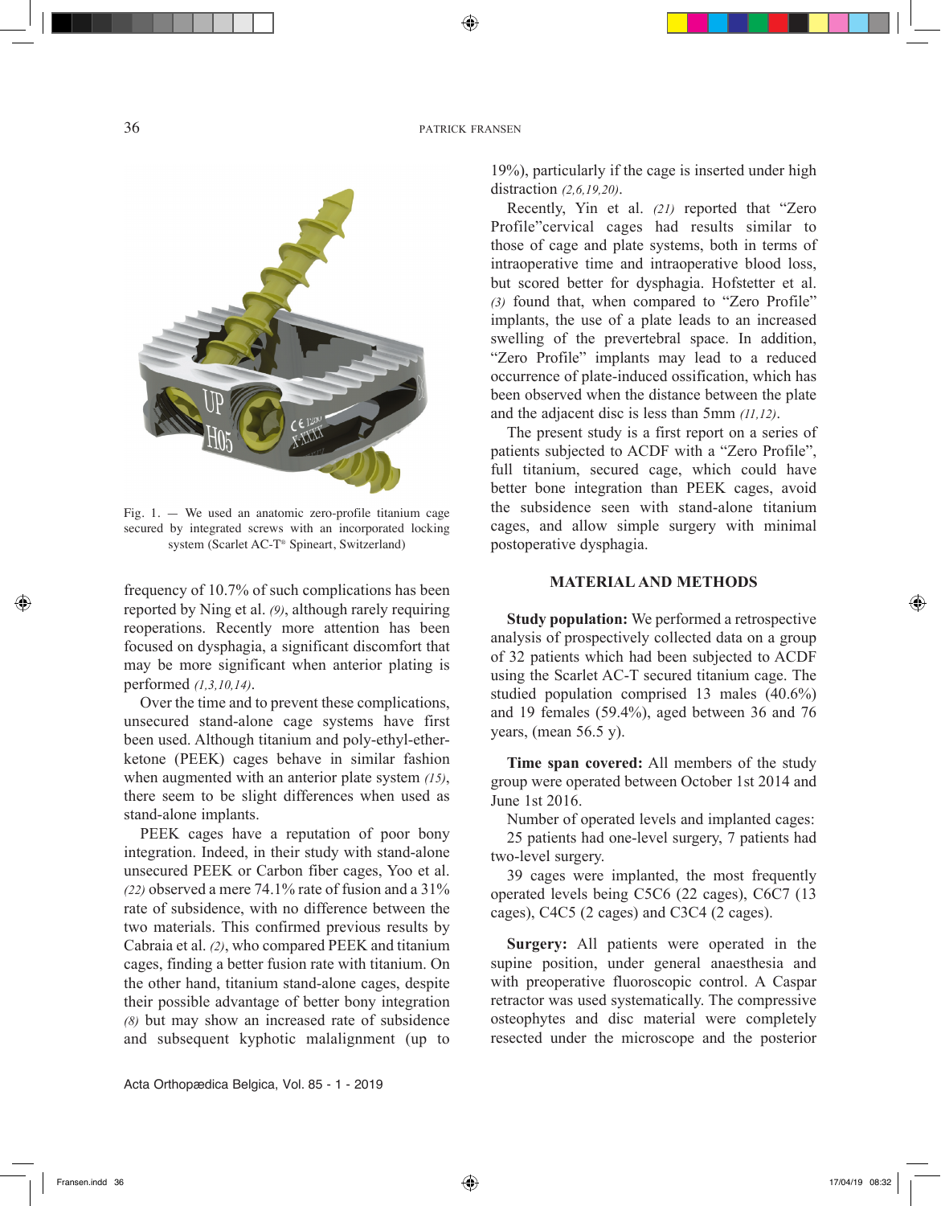Fig. 1. — We used an anatomic zero-profile titanium cage secured by integrated screws with an incorporated locking system (Scarlet AC-T® Spineart, Switzerland)

frequency of 10.7% of such complications has been reported by Ning et al. *(9)*, although rarely requiring reoperations. Recently more attention has been focused on dysphagia, a significant discomfort that may be more significant when anterior plating is performed *(1,3,10,14)*.

Over the time and to prevent these complications, unsecured stand-alone cage systems have first been used. Although titanium and poly-ethyl-ether-ketone (PEEK) cages behave in similar fashion when augmented with an anterior plate system *(15)*, there seem to be slight differences when used as stand-alone implants.

PEEK cages have a reputation of poor bony integration. Indeed, in their study with stand-alone unsecured PEEK or Carbon fiber cages, Yoo et al. *(22)* observed a mere 74.1% rate of fusion and a 31% rate of subsidence, with no difference between the two materials. This confirmed previous results by Cabraia et al. *(2)*, who compared PEEK and titanium cages, finding a better fusion rate with titanium. On the other hand, titanium stand-alone cages, despite their possible advantage of better bony integration *(8)* but may show an increased rate of subsidence and subsequent kyphotic malalignment (up to 19%), particularly if the cage is inserted under high distraction *(2,6,19,20)*.

Recently, Yin et al. *(21)* reported that "Zero Profile"cervical cages had results similar to those of cage and plate systems, both in terms of intraoperative time and intraoperative blood loss, but scored better for dysphagia. Hofstetter et al. *(3)* found that, when compared to "Zero Profile" implants, the use of a plate leads to an increased swelling of the prevertebral space. In addition, "Zero Profile" implants may lead to a reduced occurrence of plate-induced ossification, which has been observed when the distance between the plate and the adjacent disc is less than 5mm *(11,12)*.

The present study is a first report on a series of patients subjected to ACDF with a "Zero Profile", full titanium, secured cage, which could have better bone integration than PEEK cages, avoid the subsidence seen with stand-alone titanium cages, and allow simple surgery with minimal postoperative dysphagia.

## MATERIAL AND METHODS

**Study population:** We performed a retrospective analysis of prospectively collected data on a group of 32 patients which had been subjected to ACDF using the Scarlet AC-T secured titanium cage. The studied population comprised 13 males (40.6%) and 19 females (59.4%), aged between 36 and 76 years, (mean 56.5 y).

**Time span covered:** All members of the study group were operated between October 1st 2014 and June 1st 2016.

Number of operated levels and implanted cages: 25 patients had one-level surgery, 7 patients had two-level surgery.

39 cages were implanted, the most frequently operated levels being C5C6 (22 cages), C6C7 (13 cages), C4C5 (2 cages) and C3C4 (2 cages).

**Surgery:** All patients were operated in the supine position, under general anaesthesia and with preoperative fluoroscopic control. A Caspar retractor was used systematically. The compressive osteophytes and disc material were completely resected under the microscope and the posterior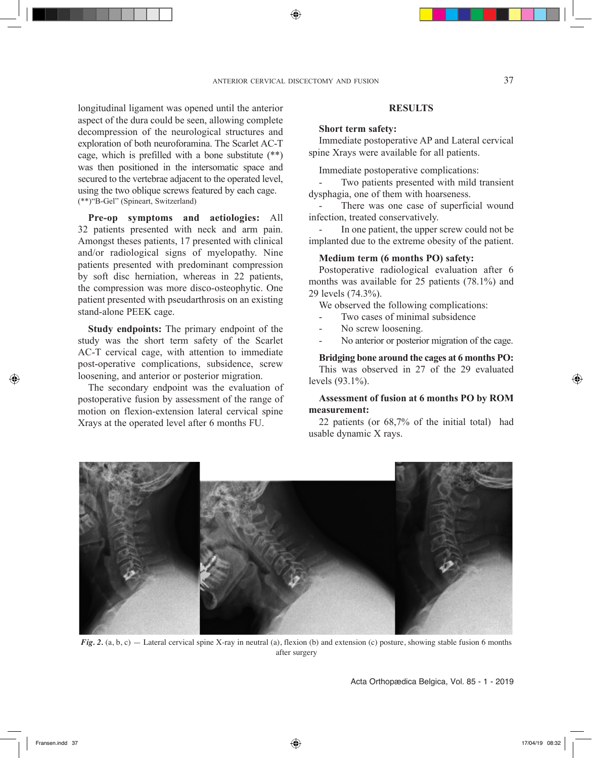longitudinal ligament was opened until the anterior aspect of the dura could be seen, allowing complete decompression of the neurological structures and exploration of both neuroforamina. The Scarlet AC-T cage, which is prefilled with a bone substitute (**) was then positioned in the intersomatic space and secured to the vertebrae adjacent to the operated level, using the two oblique screws featured by each cage.

(**)"B-Gel" (Spineart, Switzerland)

**Pre-op symptoms and aetiologies:** All 32 patients presented with neck and arm pain. Amongst theses patients, 17 presented with clinical and/or radiological signs of myelopathy. Nine patients presented with predominant compression by soft disc herniation, whereas in 22 patients, the compression was more disco-osteophytic. One patient presented with pseudarthrosis on an existing stand-alone PEEK cage.

**Study endpoints:** The primary endpoint of the study was the short term safety of the Scarlet AC-T cervical cage, with attention to immediate post-operative complications, subsidence, screw loosening, and anterior or posterior migration.

The secondary endpoint was the evaluation of postoperative fusion by assessment of the range of motion on flexion-extension lateral cervical spine Xrays at the operated level after 6 months FU.

## RESULTS

**Short term safety:**

Immediate postoperative AP and Lateral cervical spine Xrays were available for all patients.

Immediate postoperative complications:

- Two patients presented with mild transient dysphagia, one of them with hoarseness.
- There was one case of superficial wound infection, treated conservatively.
- In one patient, the upper screw could not be implanted due to the extreme obesity of the patient.

**Medium term (6 months PO) safety:**

Postoperative radiological evaluation after 6 months was available for 25 patients (78.1%) and 29 levels (74.3%).

We observed the following complications:

- Two cases of minimal subsidence
- No screw loosening.
- No anterior or posterior migration of the cage.

**Bridging bone around the cages at 6 months PO:**

This was observed in 27 of the 29 evaluated levels (93.1%).

**Assessment of fusion at 6 months PO by ROM measurement:**

22 patients (or 68,7% of the initial total) had usable dynamic X rays.

*Fig. 2.* (a, b, c) — Lateral cervical spine X-ray in neutral (a), flexion (b) and extension (c) posture, showing stable fusion 6 months after surgery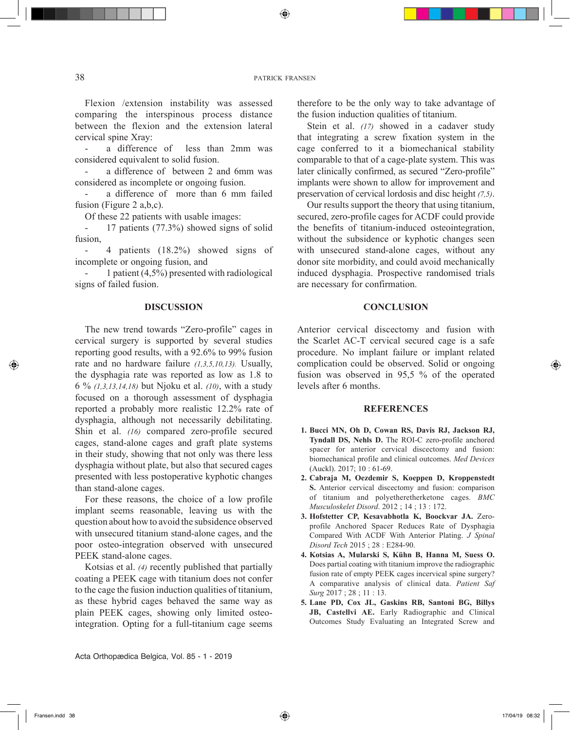Flexion /extension instability was assessed comparing the interspinous process distance between the flexion and the extension lateral cervical spine Xray:

- a difference of less than 2mm was considered equivalent to solid fusion.
- a difference of between 2 and 6mm was considered as incomplete or ongoing fusion.
- a difference of more than 6 mm failed fusion (Figure 2 a,b,c).

Of these 22 patients with usable images:

- 17 patients (77.3%) showed signs of solid fusion,
- 4 patients (18.2%) showed signs of incomplete or ongoing fusion, and
- 1 patient (4,5%) presented with radiological signs of failed fusion.

## DISCUSSION

The new trend towards "Zero-profile" cages in cervical surgery is supported by several studies reporting good results, with a 92.6% to 99% fusion rate and no hardware failure *(1,3,5,10,13).* Usually, the dysphagia rate was reported as low as 1.8 to 6 % *(1,3,13,14,18)* but Njoku et al. *(10)*, with a study focused on a thorough assessment of dysphagia reported a probably more realistic 12.2% rate of dysphagia, although not necessarily debilitating. Shin et al. *(16)* compared zero-profile secured cages, stand-alone cages and graft plate systems in their study, showing that not only was there less dysphagia without plate, but also that secured cages presented with less postoperative kyphotic changes than stand-alone cages.

For these reasons, the choice of a low profile implant seems reasonable, leaving us with the question about how to avoid the subsidence observed with unsecured titanium stand-alone cages, and the poor osteo-integration observed with unsecured PEEK stand-alone cages.

Kotsias et al. *(4)* recently published that partially coating a PEEK cage with titanium does not confer to the cage the fusion induction qualities of titanium, as these hybrid cages behaved the same way as plain PEEK cages, showing only limited osteo-integration. Opting for a full-titanium cage seems therefore to be the only way to take advantage of the fusion induction qualities of titanium.

Stein et al. *(17)* showed in a cadaver study that integrating a screw fixation system in the cage conferred to it a biomechanical stability comparable to that of a cage-plate system. This was later clinically confirmed, as secured "Zero-profile" implants were shown to allow for improvement and preservation of cervical lordosis and disc height *(7,5)*.

Our results support the theory that using titanium, secured, zero-profile cages for ACDF could provide the benefits of titanium-induced osteointegration, without the subsidence or kyphotic changes seen with unsecured stand-alone cages, without any donor site morbidity, and could avoid mechanically induced dysphagia. Prospective randomised trials are necessary for confirmation.

## CONCLUSION

Anterior cervical discectomy and fusion with the Scarlet AC-T cervical secured cage is a safe procedure. No implant failure or implant related complication could be observed. Solid or ongoing fusion was observed in 95,5 % of the operated levels after 6 months.

## REFERENCES

1. **Bucci MN, Oh D, Cowan RS, Davis RJ, Jackson RJ, Tyndall DS, Nehls D.** The ROI-C zero-profile anchored spacer for anterior cervical discectomy and fusion: biomechanical profile and clinical outcomes. *Med Devices* (Auckl). 2017; 10 : 61-69.
2. **Cabraja M, Oezdemir S, Koeppen D, Kroppenstedt S.** Anterior cervical discectomy and fusion: comparison of titanium and polyetheretherketone cages. *BMC Musculoskelet Disord*. 2012 ; 14 ; 13 : 172.
3. **Hofstetter CP, Kesavabhotla K, Boockvar JA.** Zero-profile Anchored Spacer Reduces Rate of Dysphagia Compared With ACDF With Anterior Plating. *J Spinal Disord Tech* 2015 ; 28 : E284-90.
4. **Kotsias A, Mularski S, Kühn B, Hanna M, Suess O.** Does partial coating with titanium improve the radiographic fusion rate of empty PEEK cages incervical spine surgery? A comparative analysis of clinical data. *Patient Saf Surg* 2017 ; 28 ; 11 : 13.
5. **Lane PD, Cox JL, Gaskins RB, Santoni BG, Billys JB, Castellvi AE.** Early Radiographic and Clinical Outcomes Study Evaluating an Integrated Screw and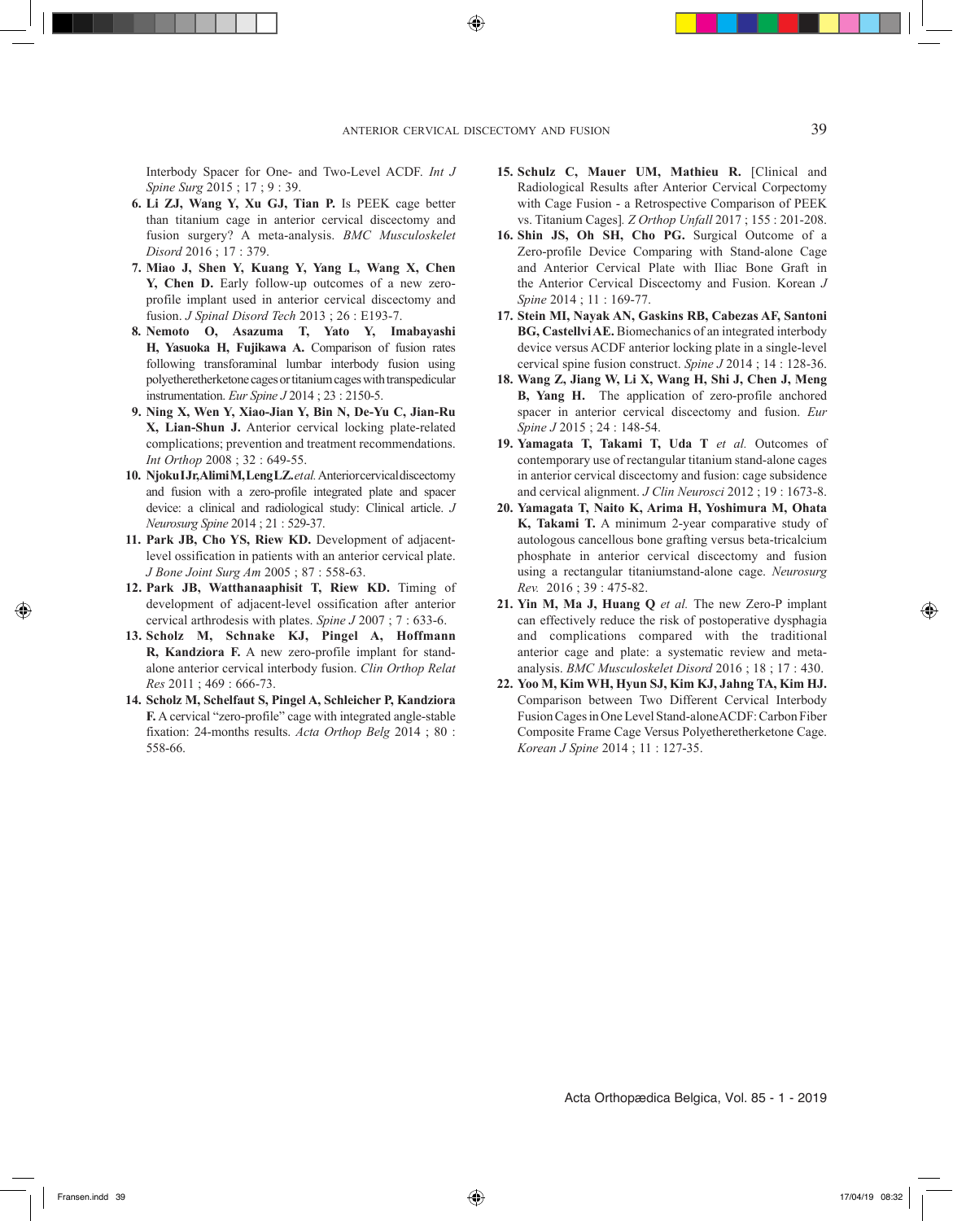Interbody Spacer for One- and Two-Level ACDF. *Int J Spine Surg* 2015 ; 17 ; 9 : 39.

6. **Li ZJ, Wang Y, Xu GJ, Tian P.** Is PEEK cage better than titanium cage in anterior cervical discectomy and fusion surgery? A meta-analysis. *BMC Musculoskelet Disord* 2016 ; 17 : 379.
7. **Miao J, Shen Y, Kuang Y, Yang L, Wang X, Chen Y, Chen D.** Early follow-up outcomes of a new zero-profile implant used in anterior cervical discectomy and fusion. *J Spinal Disord Tech* 2013 ; 26 : E193-7.
8. **Nemoto O, Asazuma T, Yato Y, Imabayashi H, Yasuoka H, Fujikawa A.** Comparison of fusion rates following transforaminal lumbar interbody fusion using polyetheretherketone cages or titanium cages with transpedicular instrumentation. *Eur Spine J* 2014 ; 23 : 2150-5.
9. **Ning X, Wen Y, Xiao-Jian Y, Bin N, De-Yu C, Jian-Ru X, Lian-Shun J.** Anterior cervical locking plate-related complications; prevention and treatment recommendations. *Int Orthop* 2008 ; 32 : 649-55.
10. **Njoku I Jr, Alimi M, Leng LZ.** *et al.* Anterior cervical discectomy and fusion with a zero-profile integrated plate and spacer device: a clinical and radiological study: Clinical article. *J Neurosurg Spine* 2014 ; 21 : 529-37.
11. **Park JB, Cho YS, Riew KD.** Development of adjacent-level ossification in patients with an anterior cervical plate. *J Bone Joint Surg Am* 2005 ; 87 : 558-63.
12. **Park JB, Watthanaaphisit T, Riew KD.** Timing of development of adjacent-level ossification after anterior cervical arthrodesis with plates. *Spine J* 2007 ; 7 : 633-6.
13. **Scholz M, Schnake KJ, Pingel A, Hoffmann R, Kandziora F.** A new zero-profile implant for stand-alone anterior cervical interbody fusion. *Clin Orthop Relat Res* 2011 ; 469 : 666-73.
14. **Scholz M, Schelfaut S, Pingel A, Schleicher P, Kandziora F.** A cervical "zero-profile" cage with integrated angle-stable fixation: 24-months results. *Acta Orthop Belg* 2014 ; 80 : 558-66.
15. **Schulz C, Mauer UM, Mathieu R.** [Clinical and Radiological Results after Anterior Cervical Corpectomy with Cage Fusion - a Retrospective Comparison of PEEK vs. Titanium Cages]. *Z Orthop Unfall* 2017 ; 155 : 201-208.
16. **Shin JS, Oh SH, Cho PG.** Surgical Outcome of a Zero-profile Device Comparing with Stand-alone Cage and Anterior Cervical Plate with Iliac Bone Graft in the Anterior Cervical Discectomy and Fusion. Korean *J Spine* 2014 ; 11 : 169-77.
17. **Stein MI, Nayak AN, Gaskins RB, Cabezas AF, Santoni BG, Castellvi AE.** Biomechanics of an integrated interbody device versus ACDF anterior locking plate in a single-level cervical spine fusion construct. *Spine J* 2014 ; 14 : 128-36.
18. **Wang Z, Jiang W, Li X, Wang H, Shi J, Chen J, Meng B, Yang H.** The application of zero-profile anchored spacer in anterior cervical discectomy and fusion. *Eur Spine J* 2015 ; 24 : 148-54.
19. **Yamagata T, Takami T, Uda T** *et al.* Outcomes of contemporary use of rectangular titanium stand-alone cages in anterior cervical discectomy and fusion: cage subsidence and cervical alignment. *J Clin Neurosci* 2012 ; 19 : 1673-8.
20. **Yamagata T, Naito K, Arima H, Yoshimura M, Ohata K, Takami T.** A minimum 2-year comparative study of autologous cancellous bone grafting versus beta-tricalcium phosphate in anterior cervical discectomy and fusion using a rectangular titaniumstand-alone cage. *Neurosurg Rev.* 2016 ; 39 : 475-82.
21. **Yin M, Ma J, Huang Q** *et al.* The new Zero-P implant can effectively reduce the risk of postoperative dysphagia and complications compared with the traditional anterior cage and plate: a systematic review and meta-analysis. *BMC Musculoskelet Disord* 2016 ; 18 ; 17 : 430.
22. **Yoo M, Kim WH, Hyun SJ, Kim KJ, Jahng TA, Kim HJ.** Comparison between Two Different Cervical Interbody Fusion Cages in One Level Stand-alone ACDF: Carbon Fiber Composite Frame Cage Versus Polyetheretherketone Cage. *Korean J Spine* 2014 ; 11 : 127-35.